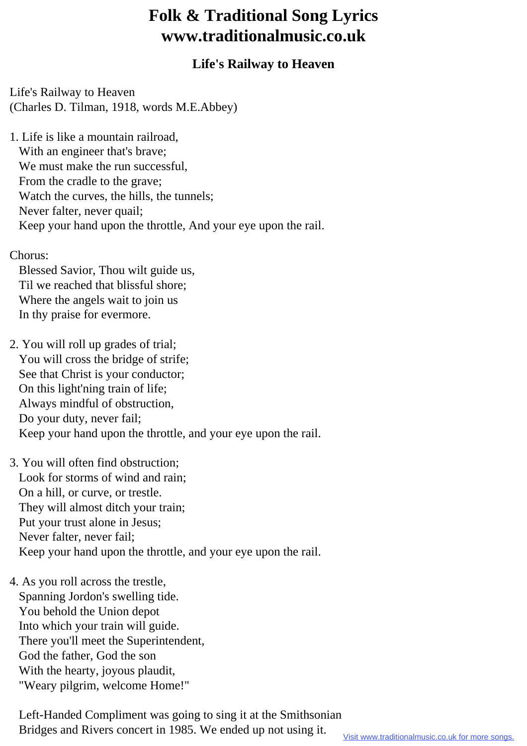# Folk & Traditional Song Lyrics
# www.traditionalmusic.co.uk

### Life's Railway to Heaven

Life's Railway to Heaven
(Charles D. Tilman, 1918, words M.E.Abbey)

1. Life is like a mountain railroad,
With an engineer that's brave;
We must make the run successful,
From the cradle to the grave;
Watch the curves, the hills, the tunnels;
Never falter, never quail;
Keep your hand upon the throttle, And your eye upon the rail.

Chorus:
Blessed Savior, Thou wilt guide us,
Til we reached that blissful shore;
Where the angels wait to join us
In thy praise for evermore.

2. You will roll up grades of trial;
You will cross the bridge of strife;
See that Christ is your conductor;
On this light'ning train of life;
Always mindful of obstruction,
Do your duty, never fail;
Keep your hand upon the throttle, and your eye upon the rail.

3. You will often find obstruction;
Look for storms of wind and rain;
On a hill, or curve, or trestle.
They will almost ditch your train;
Put your trust alone in Jesus;
Never falter, never fail;
Keep your hand upon the throttle, and your eye upon the rail.

4. As you roll across the trestle,
Spanning Jordon's swelling tide.
You behold the Union depot
Into which your train will guide.
There you'll meet the Superintendent,
God the father, God the son
With the hearty, joyous plaudit,
"Weary pilgrim, welcome Home!"

Left-Handed Compliment was going to sing it at the Smithsonian
Bridges and Rivers concert in 1985. We ended up not using it.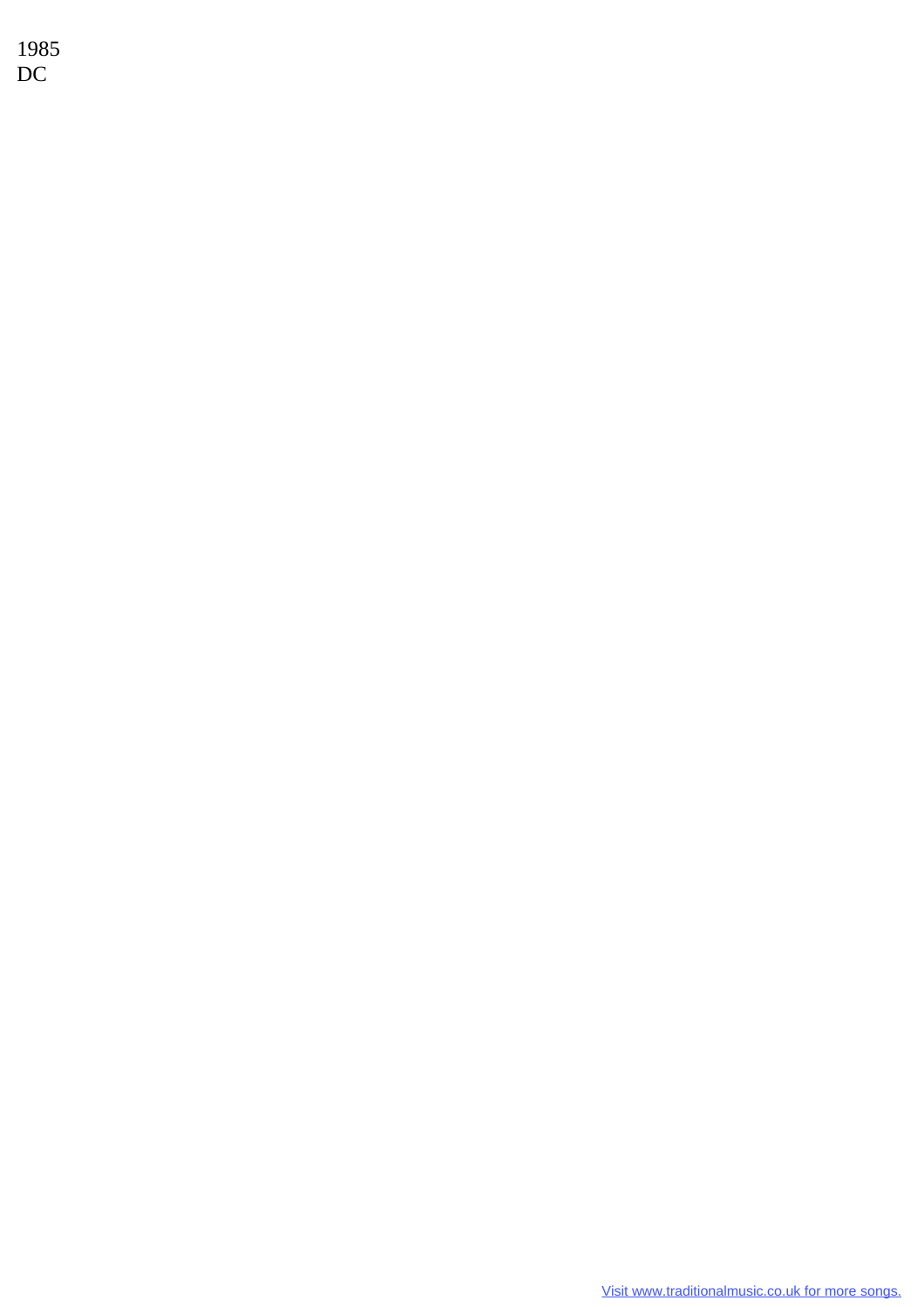1985
DC

Visit www.traditionalmusic.co.uk for more songs.